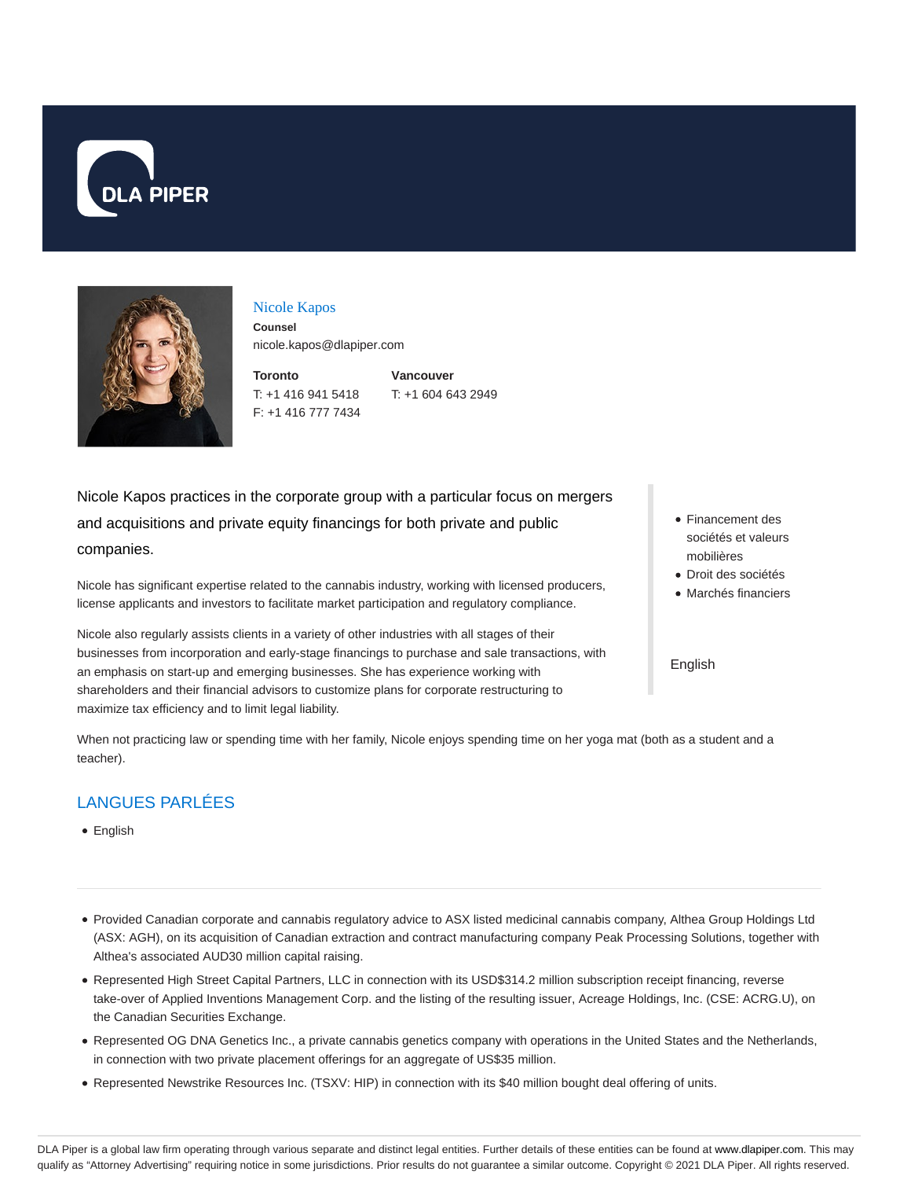DLA PIPER

## Nicole Kapos

**Counsel**

nicole.kapos@dlapiper.com

**Toronto**
T: +1 416 941 5418
F: +1 416 777 7434

**Vancouver**
T: +1 604 643 2949

Nicole Kapos practices in the corporate group with a particular focus on mergers and acquisitions and private equity financings for both private and public companies.

Nicole has significant expertise related to the cannabis industry, working with licensed producers, license applicants and investors to facilitate market participation and regulatory compliance.

Nicole also regularly assists clients in a variety of other industries with all stages of their businesses from incorporation and early-stage financings to purchase and sale transactions, with an emphasis on start-up and emerging businesses. She has experience working with shareholders and their financial advisors to customize plans for corporate restructuring to maximize tax efficiency and to limit legal liability.

When not practicing law or spending time with her family, Nicole enjoys spending time on her yoga mat (both as a student and a teacher).

- Financement des sociétés et valeurs mobilières
- Droit des sociétés
- Marchés financiers

English

## LANGUES PARLÉES

- English

---

- Provided Canadian corporate and cannabis regulatory advice to ASX listed medicinal cannabis company, Althea Group Holdings Ltd (ASX: AGH), on its acquisition of Canadian extraction and contract manufacturing company Peak Processing Solutions, together with Althea's associated AUD30 million capital raising.
- Represented High Street Capital Partners, LLC in connection with its USD$314.2 million subscription receipt financing, reverse take-over of Applied Inventions Management Corp. and the listing of the resulting issuer, Acreage Holdings, Inc. (CSE: ACRG.U), on the Canadian Securities Exchange.
- Represented OG DNA Genetics Inc., a private cannabis genetics company with operations in the United States and the Netherlands, in connection with two private placement offerings for an aggregate of US$35 million.
- Represented Newstrike Resources Inc. (TSXV: HIP) in connection with its $40 million bought deal offering of units.

DLA Piper is a global law firm operating through various separate and distinct legal entities. Further details of these entities can be found at www.dlapiper.com. This may qualify as "Attorney Advertising" requiring notice in some jurisdictions. Prior results do not guarantee a similar outcome. Copyright © 2021 DLA Piper. All rights reserved.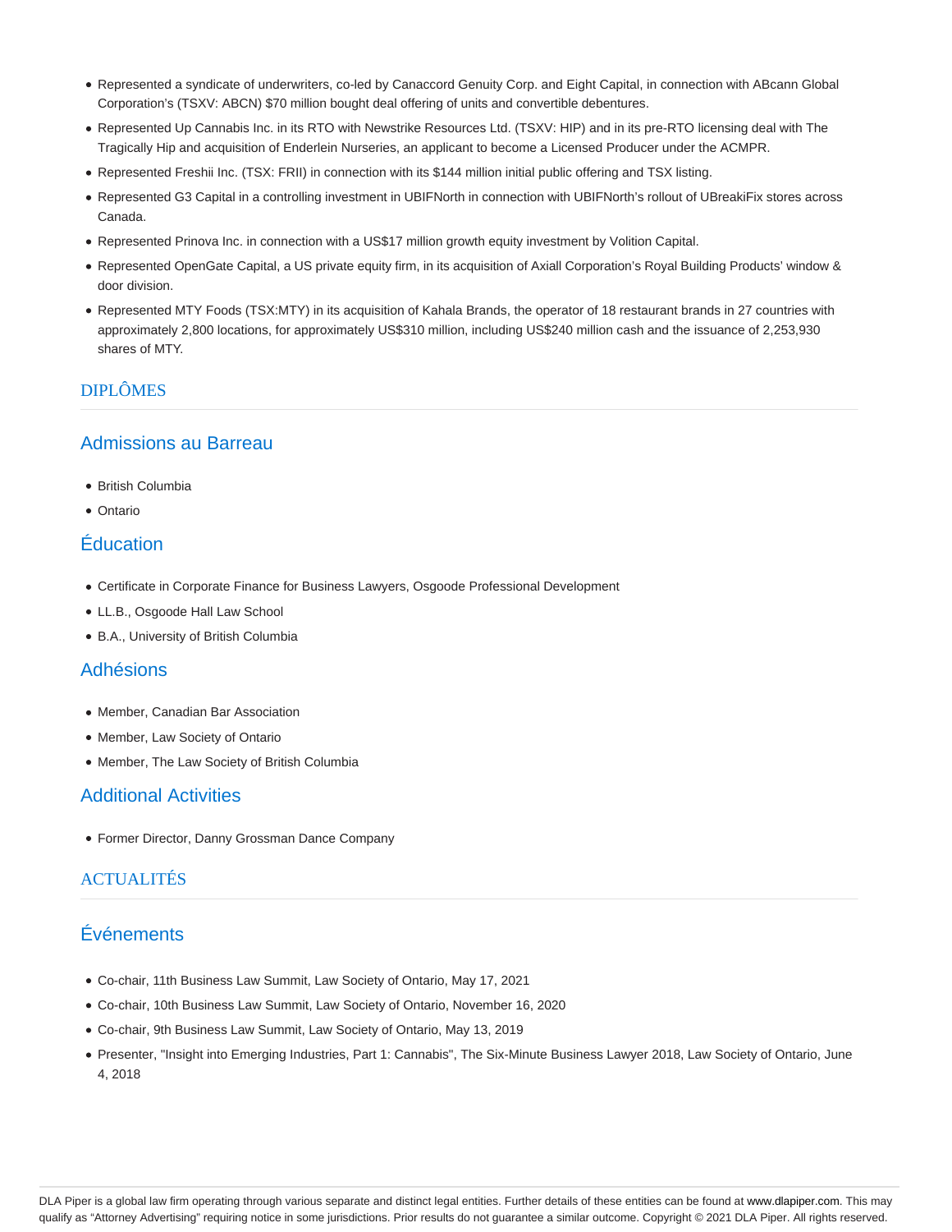- Represented a syndicate of underwriters, co-led by Canaccord Genuity Corp. and Eight Capital, in connection with ABcann Global Corporation's (TSXV: ABCN) $70 million bought deal offering of units and convertible debentures.
- Represented Up Cannabis Inc. in its RTO with Newstrike Resources Ltd. (TSXV: HIP) and in its pre-RTO licensing deal with The Tragically Hip and acquisition of Enderlein Nurseries, an applicant to become a Licensed Producer under the ACMPR.
- Represented Freshii Inc. (TSX: FRII) in connection with its $144 million initial public offering and TSX listing.
- Represented G3 Capital in a controlling investment in UBIFNorth in connection with UBIFNorth's rollout of UBreakiFix stores across Canada.
- Represented Prinova Inc. in connection with a US$17 million growth equity investment by Volition Capital.
- Represented OpenGate Capital, a US private equity firm, in its acquisition of Axiall Corporation's Royal Building Products' window & door division.
- Represented MTY Foods (TSX:MTY) in its acquisition of Kahala Brands, the operator of 18 restaurant brands in 27 countries with approximately 2,800 locations, for approximately US$310 million, including US$240 million cash and the issuance of 2,253,930 shares of MTY.

## DIPLÔMES

### Admissions au Barreau

- British Columbia
- Ontario

### Éducation

- Certificate in Corporate Finance for Business Lawyers, Osgoode Professional Development
- LL.B., Osgoode Hall Law School
- B.A., University of British Columbia

### Adhésions

- Member, Canadian Bar Association
- Member, Law Society of Ontario
- Member, The Law Society of British Columbia

### Additional Activities

- Former Director, Danny Grossman Dance Company

## ACTUALITÉS

### Événements

- Co-chair, 11th Business Law Summit, Law Society of Ontario, May 17, 2021
- Co-chair, 10th Business Law Summit, Law Society of Ontario, November 16, 2020
- Co-chair, 9th Business Law Summit, Law Society of Ontario, May 13, 2019
- Presenter, "Insight into Emerging Industries, Part 1: Cannabis", The Six-Minute Business Lawyer 2018, Law Society of Ontario, June 4, 2018

DLA Piper is a global law firm operating through various separate and distinct legal entities. Further details of these entities can be found at www.dlapiper.com. This may qualify as "Attorney Advertising" requiring notice in some jurisdictions. Prior results do not guarantee a similar outcome. Copyright © 2021 DLA Piper. All rights reserved.